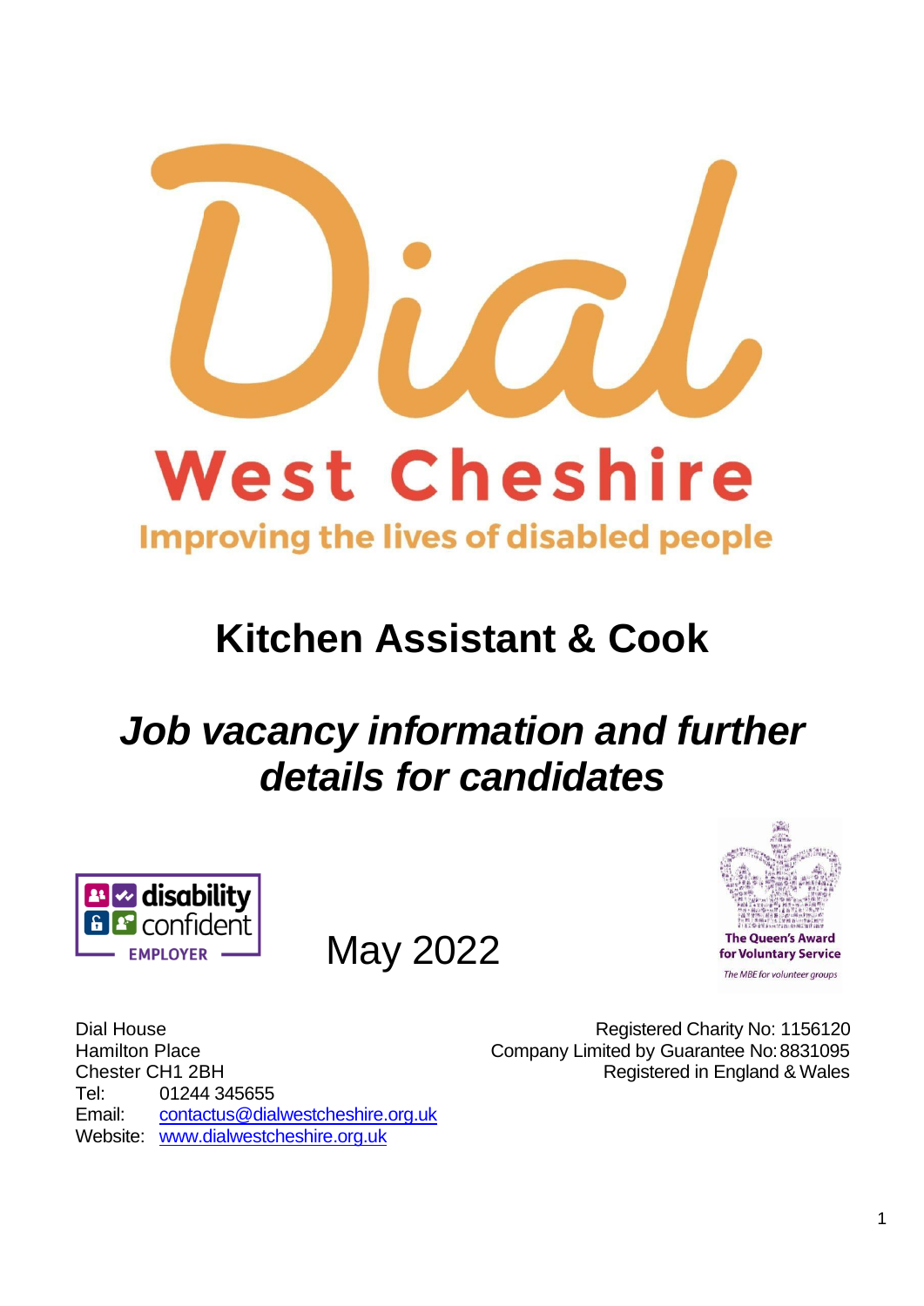# Dial West Cheshire

**Improving the lives of disabled people**

# Kitchen Assistant & Cook

## *Job vacancy information and further details for candidates*

disability confident EMPLOYER

May 2022

The Queen's Award for Voluntary Service

*The MBE for volunteer groups*

Dial House
Hamilton Place
Chester CH1 2BH
Tel: 01244 345655
Email: contactus@dialwestcheshire.org.uk
Website: www.dialwestcheshire.org.uk

Registered Charity No: 1156120
Company Limited by Guarantee No: 8831095
Registered in England & Wales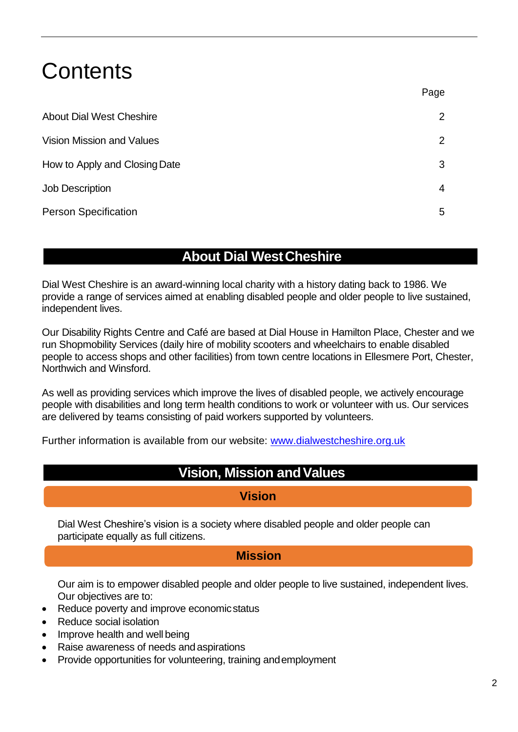# Contents

| | Page |
|---|---|
| About Dial West Cheshire | 2 |
| Vision Mission and Values | 2 |
| How to Apply and Closing Date | 3 |
| Job Description | 4 |
| Person Specification | 5 |

## About Dial West Cheshire

Dial West Cheshire is an award-winning local charity with a history dating back to 1986. We provide a range of services aimed at enabling disabled people and older people to live sustained, independent lives.

Our Disability Rights Centre and Café are based at Dial House in Hamilton Place, Chester and we run Shopmobility Services (daily hire of mobility scooters and wheelchairs to enable disabled people to access shops and other facilities) from town centre locations in Ellesmere Port, Chester, Northwich and Winsford.

As well as providing services which improve the lives of disabled people, we actively encourage people with disabilities and long term health conditions to work or volunteer with us. Our services are delivered by teams consisting of paid workers supported by volunteers.

Further information is available from our website: www.dialwestcheshire.org.uk

## Vision, Mission and Values

### Vision

Dial West Cheshire's vision is a society where disabled people and older people can participate equally as full citizens.

### Mission

Our aim is to empower disabled people and older people to live sustained, independent lives. Our objectives are to:

- Reduce poverty and improve economic status
- Reduce social isolation
- Improve health and well being
- Raise awareness of needs and aspirations
- Provide opportunities for volunteering, training and employment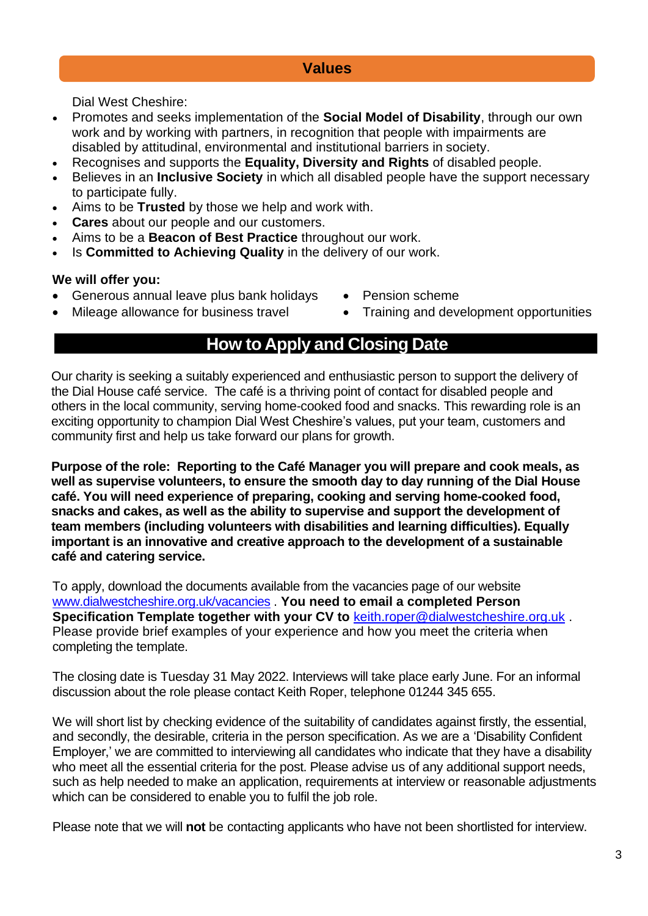## Values

Dial West Cheshire:

- Promotes and seeks implementation of the **Social Model of Disability**, through our own work and by working with partners, in recognition that people with impairments are disabled by attitudinal, environmental and institutional barriers in society.
- Recognises and supports the **Equality, Diversity and Rights** of disabled people.
- Believes in an **Inclusive Society** in which all disabled people have the support necessary to participate fully.
- Aims to be **Trusted** by those we help and work with.
- **Cares** about our people and our customers.
- Aims to be a **Beacon of Best Practice** throughout our work.
- Is **Committed to Achieving Quality** in the delivery of our work.

**We will offer you:**

- Generous annual leave plus bank holidays
- Mileage allowance for business travel
- Pension scheme
- Training and development opportunities

## How to Apply and Closing Date

Our charity is seeking a suitably experienced and enthusiastic person to support the delivery of the Dial House café service. The café is a thriving point of contact for disabled people and others in the local community, serving home-cooked food and snacks. This rewarding role is an exciting opportunity to champion Dial West Cheshire's values, put your team, customers and community first and help us take forward our plans for growth.

**Purpose of the role: Reporting to the Café Manager you will prepare and cook meals, as well as supervise volunteers, to ensure the smooth day to day running of the Dial House café. You will need experience of preparing, cooking and serving home-cooked food, snacks and cakes, as well as the ability to supervise and support the development of team members (including volunteers with disabilities and learning difficulties). Equally important is an innovative and creative approach to the development of a sustainable café and catering service.**

To apply, download the documents available from the vacancies page of our website www.dialwestcheshire.org.uk/vacancies . **You need to email a completed Person Specification Template together with your CV to** keith.roper@dialwestcheshire.org.uk . Please provide brief examples of your experience and how you meet the criteria when completing the template.

The closing date is Tuesday 31 May 2022. Interviews will take place early June. For an informal discussion about the role please contact Keith Roper, telephone 01244 345 655.

We will short list by checking evidence of the suitability of candidates against firstly, the essential, and secondly, the desirable, criteria in the person specification. As we are a 'Disability Confident Employer,' we are committed to interviewing all candidates who indicate that they have a disability who meet all the essential criteria for the post. Please advise us of any additional support needs, such as help needed to make an application, requirements at interview or reasonable adjustments which can be considered to enable you to fulfil the job role.

Please note that we will **not** be contacting applicants who have not been shortlisted for interview.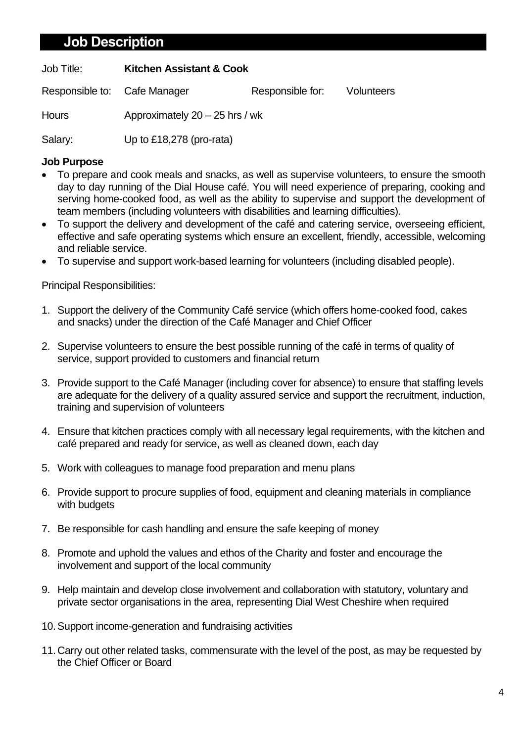## Job Description

Job Title: **Kitchen Assistant & Cook**

Responsible to: Cafe Manager

Responsible for: Volunteers

Hours: Approximately 20 – 25 hrs / wk

Salary: Up to £18,278 (pro-rata)

**Job Purpose**

- To prepare and cook meals and snacks, as well as supervise volunteers, to ensure the smooth day to day running of the Dial House café. You will need experience of preparing, cooking and serving home-cooked food, as well as the ability to supervise and support the development of team members (including volunteers with disabilities and learning difficulties).
- To support the delivery and development of the café and catering service, overseeing efficient, effective and safe operating systems which ensure an excellent, friendly, accessible, welcoming and reliable service.
- To supervise and support work-based learning for volunteers (including disabled people).

Principal Responsibilities:

1. Support the delivery of the Community Café service (which offers home-cooked food, cakes and snacks) under the direction of the Café Manager and Chief Officer
2. Supervise volunteers to ensure the best possible running of the café in terms of quality of service, support provided to customers and financial return
3. Provide support to the Café Manager (including cover for absence) to ensure that staffing levels are adequate for the delivery of a quality assured service and support the recruitment, induction, training and supervision of volunteers
4. Ensure that kitchen practices comply with all necessary legal requirements, with the kitchen and café prepared and ready for service, as well as cleaned down, each day
5. Work with colleagues to manage food preparation and menu plans
6. Provide support to procure supplies of food, equipment and cleaning materials in compliance with budgets
7. Be responsible for cash handling and ensure the safe keeping of money
8. Promote and uphold the values and ethos of the Charity and foster and encourage the involvement and support of the local community
9. Help maintain and develop close involvement and collaboration with statutory, voluntary and private sector organisations in the area, representing Dial West Cheshire when required
10. Support income-generation and fundraising activities
11. Carry out other related tasks, commensurate with the level of the post, as may be requested by the Chief Officer or Board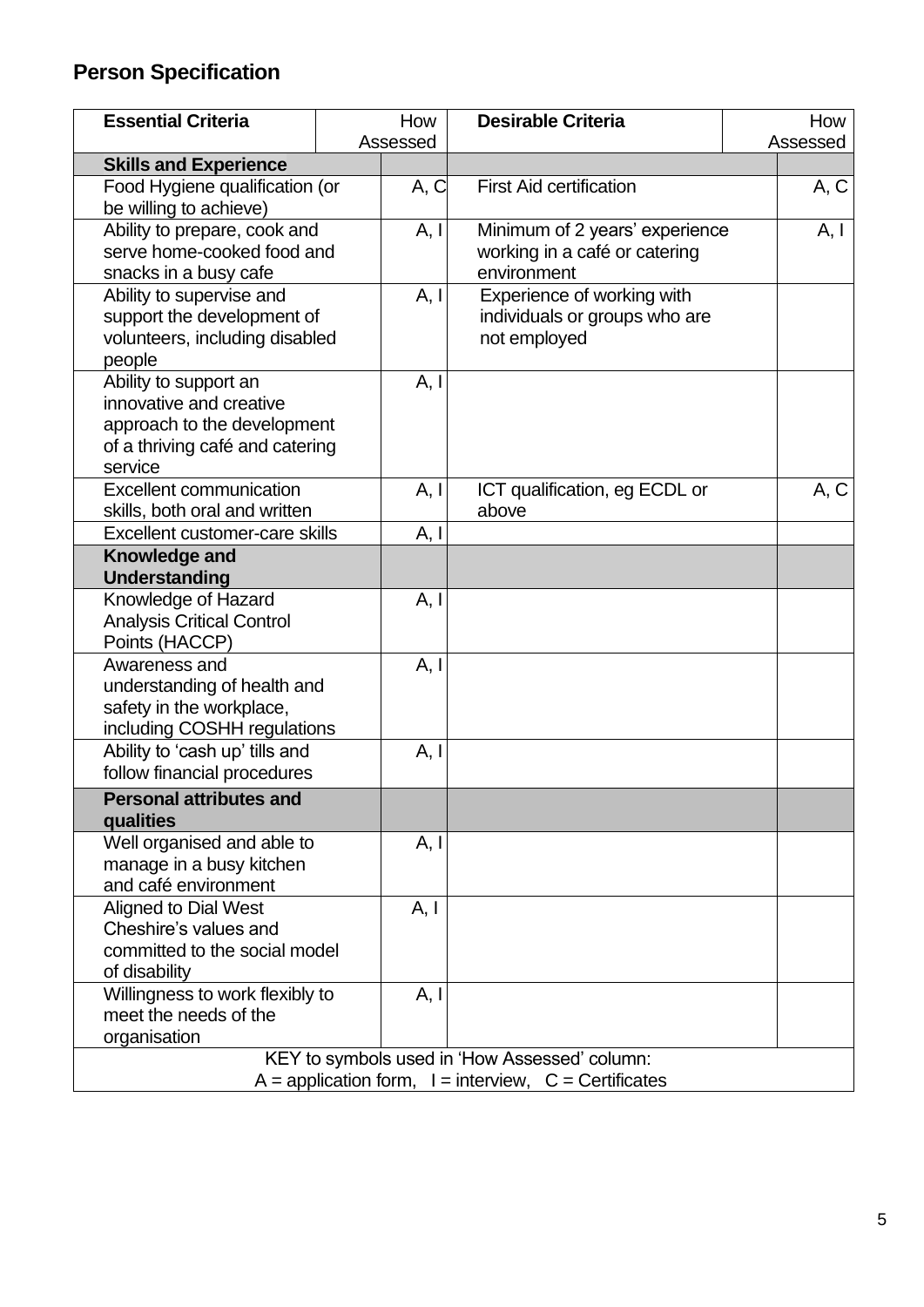## Person Specification

| Essential Criteria | How Assessed | Desirable Criteria | How Assessed |
|---|---|---|---|
| **Skills and Experience** | | | |
| Food Hygiene qualification (or be willing to achieve) | A, C | First Aid certification | A, C |
| Ability to prepare, cook and serve home-cooked food and snacks in a busy cafe | A, I | Minimum of 2 years' experience working in a café or catering environment | A, I |
| Ability to supervise and support the development of volunteers, including disabled people | A, I | Experience of working with individuals or groups who are not employed | |
| Ability to support an innovative and creative approach to the development of a thriving café and catering service | A, I | | |
| Excellent communication skills, both oral and written | A, I | ICT qualification, eg ECDL or above | A, C |
| Excellent customer-care skills | A, I | | |
| **Knowledge and Understanding** | | | |
| Knowledge of Hazard Analysis Critical Control Points (HACCP) | A, I | | |
| Awareness and understanding of health and safety in the workplace, including COSHH regulations | A, I | | |
| Ability to 'cash up' tills and follow financial procedures | A, I | | |
| **Personal attributes and qualities** | | | |
| Well organised and able to manage in a busy kitchen and café environment | A, I | | |
| Aligned to Dial West Cheshire's values and committed to the social model of disability | A, I | | |
| Willingness to work flexibly to meet the needs of the organisation | A, I | | |

KEY to symbols used in 'How Assessed' column:
A = application form, I = interview, C = Certificates